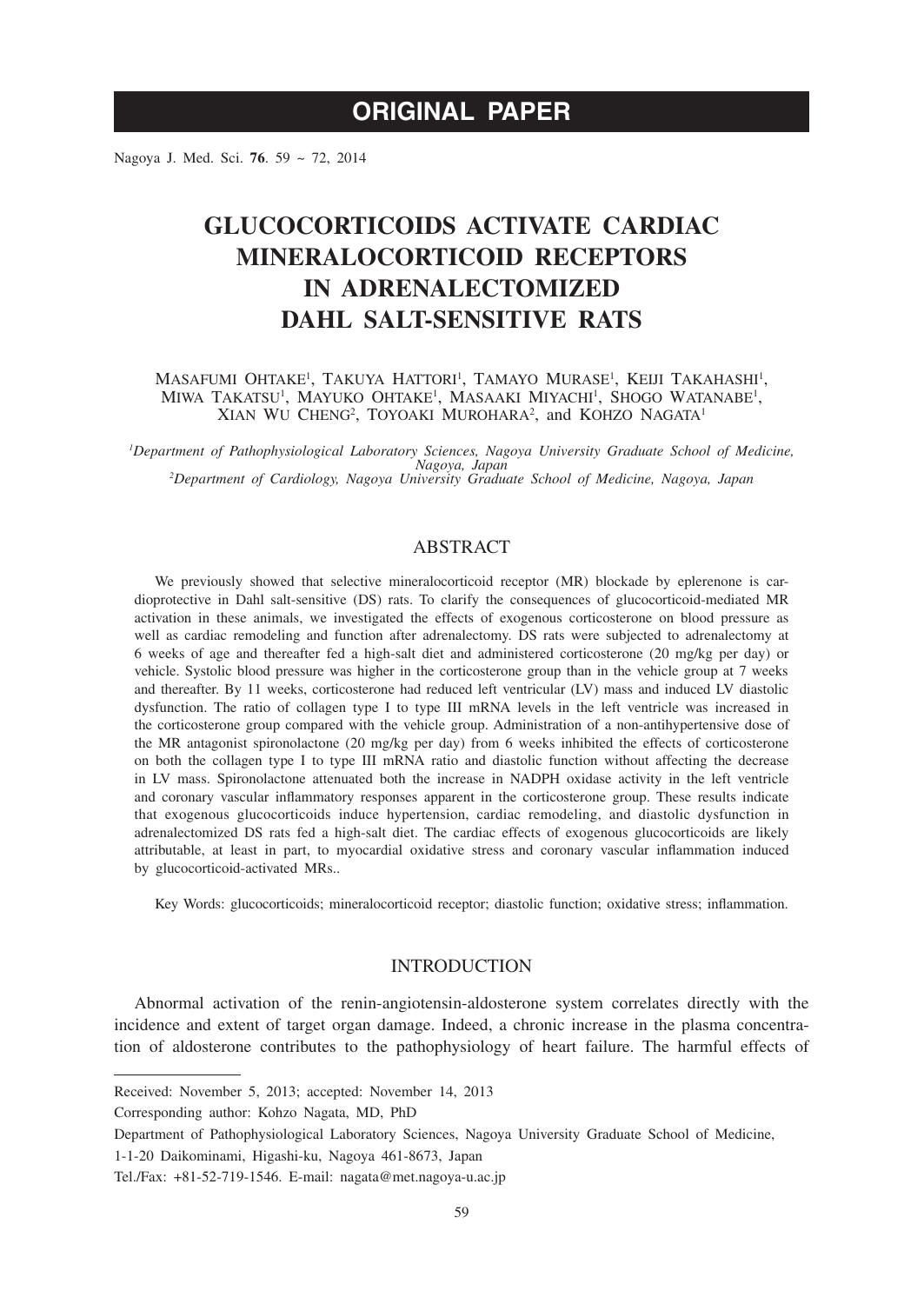# ORIGINAL PAPER

# GLUCOCORTICOIDS ACTIVATE CARDIAC MINERALOCORTICOID RECEPTORS IN ADRENALECTOMIZED DAHL SALT-SENSITIVE RATS

MASAFUMI OHTAKE[1], TAKUYA HATTORI[1], TAMAYO MURASE[1], KEIJI TAKAHASHI[1], MIWA TAKATSU[1], MAYUKO OHTAKE[1], MASAAKI MIYACHI[1], SHOGO WATANABE[1], XIAN WU CHENG[2], TOYOAKI MUROHARA[2], and KOHZO NAGATA[1]

[1]*Department of Pathophysiological Laboratory Sciences, Nagoya University Graduate School of Medicine, Nagoya, Japan*
[2]*Department of Cardiology, Nagoya University Graduate School of Medicine, Nagoya, Japan*

## ABSTRACT

We previously showed that selective mineralocorticoid receptor (MR) blockade by eplerenone is cardioprotective in Dahl salt-sensitive (DS) rats. To clarify the consequences of glucocorticoid-mediated MR activation in these animals, we investigated the effects of exogenous corticosterone on blood pressure as well as cardiac remodeling and function after adrenalectomy. DS rats were subjected to adrenalectomy at 6 weeks of age and thereafter fed a high-salt diet and administered corticosterone (20 mg/kg per day) or vehicle. Systolic blood pressure was higher in the corticosterone group than in the vehicle group at 7 weeks and thereafter. By 11 weeks, corticosterone had reduced left ventricular (LV) mass and induced LV diastolic dysfunction. The ratio of collagen type I to type III mRNA levels in the left ventricle was increased in the corticosterone group compared with the vehicle group. Administration of a non-antihypertensive dose of the MR antagonist spironolactone (20 mg/kg per day) from 6 weeks inhibited the effects of corticosterone on both the collagen type I to type III mRNA ratio and diastolic function without affecting the decrease in LV mass. Spironolactone attenuated both the increase in NADPH oxidase activity in the left ventricle and coronary vascular inflammatory responses apparent in the corticosterone group. These results indicate that exogenous glucocorticoids induce hypertension, cardiac remodeling, and diastolic dysfunction in adrenalectomized DS rats fed a high-salt diet. The cardiac effects of exogenous glucocorticoids are likely attributable, at least in part, to myocardial oxidative stress and coronary vascular inflammation induced by glucocorticoid-activated MRs..

Key Words: glucocorticoids; mineralocorticoid receptor; diastolic function; oxidative stress; inflammation.

## INTRODUCTION

Abnormal activation of the renin-angiotensin-aldosterone system correlates directly with the incidence and extent of target organ damage. Indeed, a chronic increase in the plasma concentration of aldosterone contributes to the pathophysiology of heart failure. The harmful effects of

---

Received: November 5, 2013; accepted: November 14, 2013

Corresponding author: Kohzo Nagata, MD, PhD

Department of Pathophysiological Laboratory Sciences, Nagoya University Graduate School of Medicine, 1-1-20 Daikominami, Higashi-ku, Nagoya 461-8673, Japan

Tel./Fax: +81-52-719-1546. E-mail: nagata@met.nagoya-u.ac.jp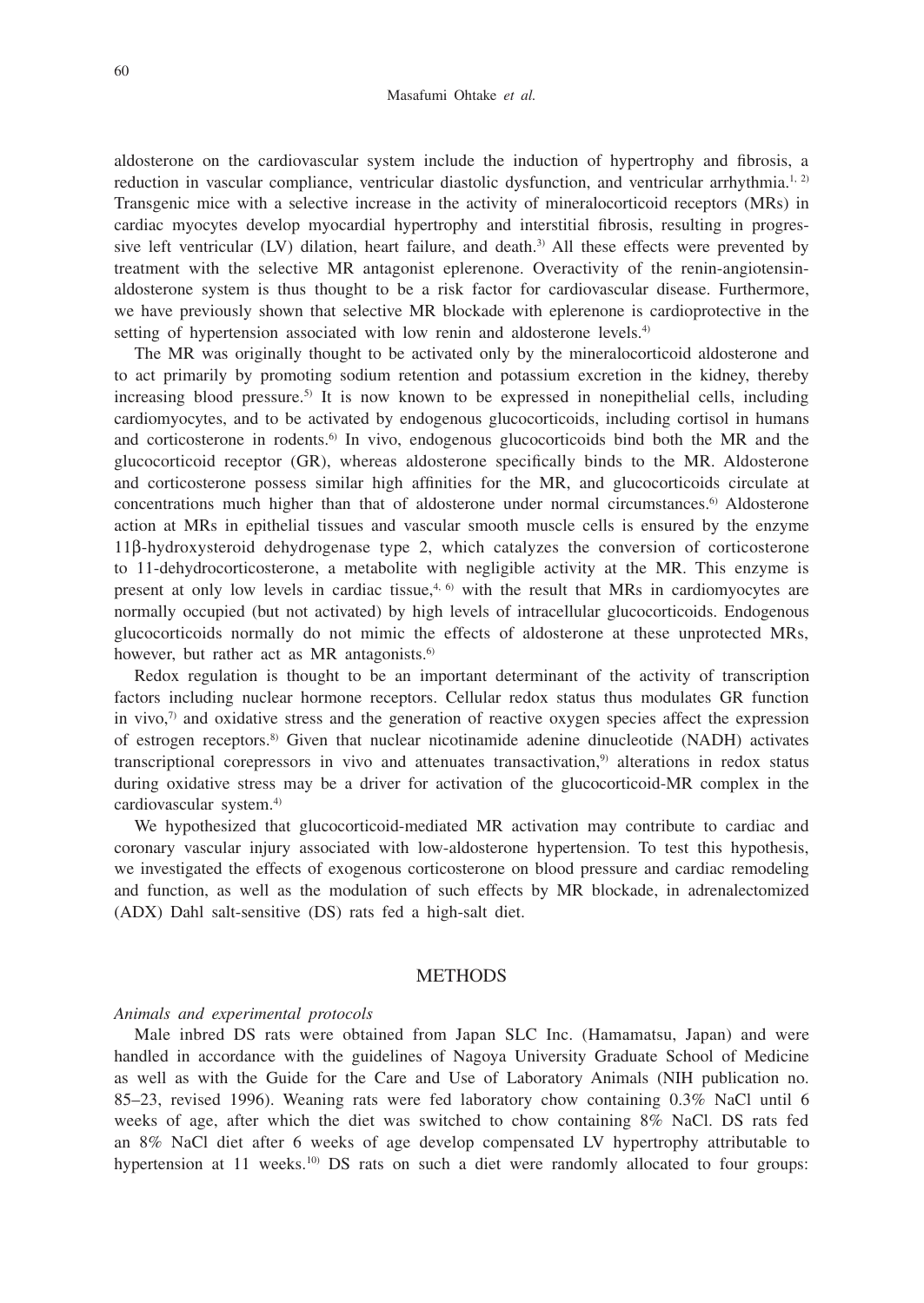aldosterone on the cardiovascular system include the induction of hypertrophy and fibrosis, a reduction in vascular compliance, ventricular diastolic dysfunction, and ventricular arrhythmia.[1, 2] Transgenic mice with a selective increase in the activity of mineralocorticoid receptors (MRs) in cardiac myocytes develop myocardial hypertrophy and interstitial fibrosis, resulting in progressive left ventricular (LV) dilation, heart failure, and death.[3] All these effects were prevented by treatment with the selective MR antagonist eplerenone. Overactivity of the renin-angiotensin-aldosterone system is thus thought to be a risk factor for cardiovascular disease. Furthermore, we have previously shown that selective MR blockade with eplerenone is cardioprotective in the setting of hypertension associated with low renin and aldosterone levels.[4]

The MR was originally thought to be activated only by the mineralocorticoid aldosterone and to act primarily by promoting sodium retention and potassium excretion in the kidney, thereby increasing blood pressure.[5] It is now known to be expressed in nonepithelial cells, including cardiomyocytes, and to be activated by endogenous glucocorticoids, including cortisol in humans and corticosterone in rodents.[6] In vivo, endogenous glucocorticoids bind both the MR and the glucocorticoid receptor (GR), whereas aldosterone specifically binds to the MR. Aldosterone and corticosterone possess similar high affinities for the MR, and glucocorticoids circulate at concentrations much higher than that of aldosterone under normal circumstances.[6] Aldosterone action at MRs in epithelial tissues and vascular smooth muscle cells is ensured by the enzyme 11β-hydroxysteroid dehydrogenase type 2, which catalyzes the conversion of corticosterone to 11-dehydrocorticosterone, a metabolite with negligible activity at the MR. This enzyme is present at only low levels in cardiac tissue,[4, 6] with the result that MRs in cardiomyocytes are normally occupied (but not activated) by high levels of intracellular glucocorticoids. Endogenous glucocorticoids normally do not mimic the effects of aldosterone at these unprotected MRs, however, but rather act as MR antagonists.[6]

Redox regulation is thought to be an important determinant of the activity of transcription factors including nuclear hormone receptors. Cellular redox status thus modulates GR function in vivo,[7] and oxidative stress and the generation of reactive oxygen species affect the expression of estrogen receptors.[8] Given that nuclear nicotinamide adenine dinucleotide (NADH) activates transcriptional corepressors in vivo and attenuates transactivation,[9] alterations in redox status during oxidative stress may be a driver for activation of the glucocorticoid-MR complex in the cardiovascular system.[4]

We hypothesized that glucocorticoid-mediated MR activation may contribute to cardiac and coronary vascular injury associated with low-aldosterone hypertension. To test this hypothesis, we investigated the effects of exogenous corticosterone on blood pressure and cardiac remodeling and function, as well as the modulation of such effects by MR blockade, in adrenalectomized (ADX) Dahl salt-sensitive (DS) rats fed a high-salt diet.

## METHODS

### *Animals and experimental protocols*

Male inbred DS rats were obtained from Japan SLC Inc. (Hamamatsu, Japan) and were handled in accordance with the guidelines of Nagoya University Graduate School of Medicine as well as with the Guide for the Care and Use of Laboratory Animals (NIH publication no. 85–23, revised 1996). Weaning rats were fed laboratory chow containing 0.3% NaCl until 6 weeks of age, after which the diet was switched to chow containing 8% NaCl. DS rats fed an 8% NaCl diet after 6 weeks of age develop compensated LV hypertrophy attributable to hypertension at 11 weeks.[10] DS rats on such a diet were randomly allocated to four groups: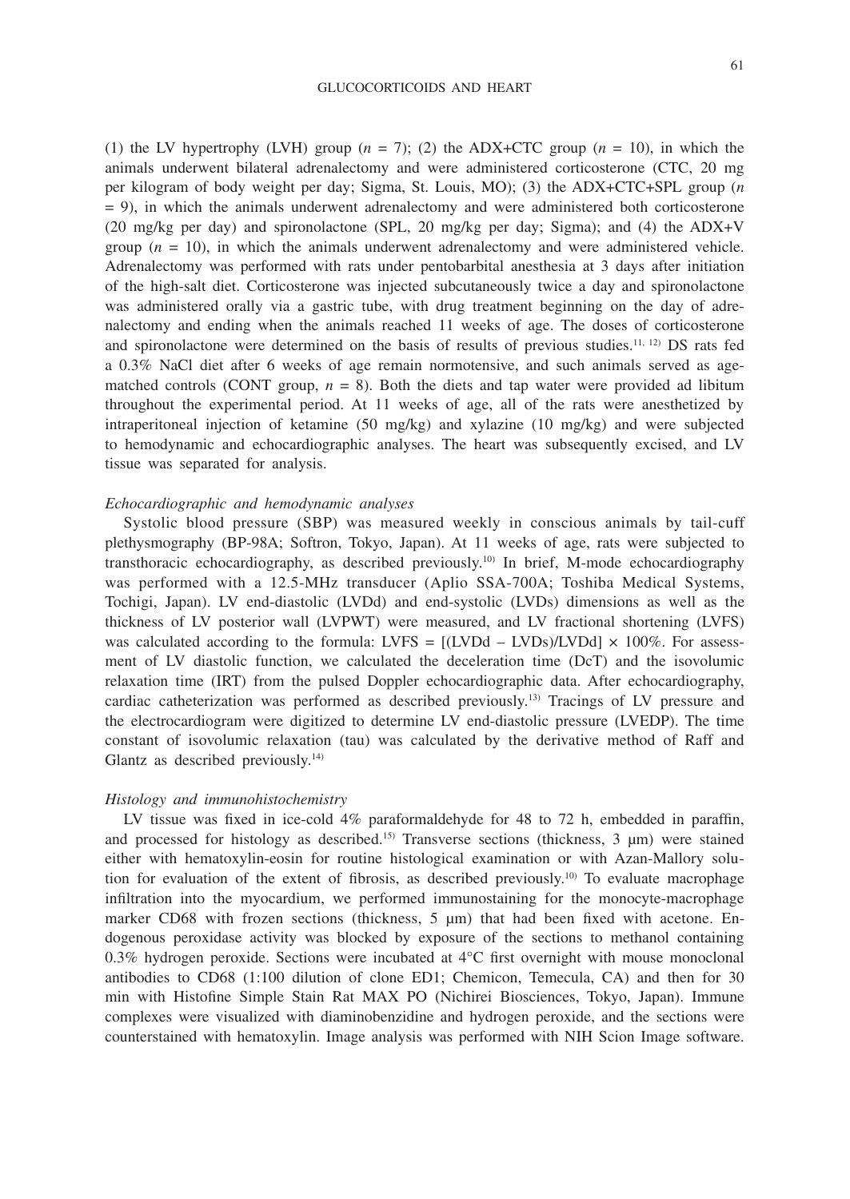(1) the LV hypertrophy (LVH) group ($n$ = 7); (2) the ADX+CTC group ($n$ = 10), in which the animals underwent bilateral adrenalectomy and were administered corticosterone (CTC, 20 mg per kilogram of body weight per day; Sigma, St. Louis, MO); (3) the ADX+CTC+SPL group ($n$ = 9), in which the animals underwent adrenalectomy and were administered both corticosterone (20 mg/kg per day) and spironolactone (SPL, 20 mg/kg per day; Sigma); and (4) the ADX+V group ($n$ = 10), in which the animals underwent adrenalectomy and were administered vehicle. Adrenalectomy was performed with rats under pentobarbital anesthesia at 3 days after initiation of the high-salt diet. Corticosterone was injected subcutaneously twice a day and spironolactone was administered orally via a gastric tube, with drug treatment beginning on the day of adrenalectomy and ending when the animals reached 11 weeks of age. The doses of corticosterone and spironolactone were determined on the basis of results of previous studies.[11, 12] DS rats fed a 0.3% NaCl diet after 6 weeks of age remain normotensive, and such animals served as age-matched controls (CONT group, $n$ = 8). Both the diets and tap water were provided ad libitum throughout the experimental period. At 11 weeks of age, all of the rats were anesthetized by intraperitoneal injection of ketamine (50 mg/kg) and xylazine (10 mg/kg) and were subjected to hemodynamic and echocardiographic analyses. The heart was subsequently excised, and LV tissue was separated for analysis.

### *Echocardiographic and hemodynamic analyses*

Systolic blood pressure (SBP) was measured weekly in conscious animals by tail-cuff plethysmography (BP-98A; Softron, Tokyo, Japan). At 11 weeks of age, rats were subjected to transthoracic echocardiography, as described previously.[10] In brief, M-mode echocardiography was performed with a 12.5-MHz transducer (Aplio SSA-700A; Toshiba Medical Systems, Tochigi, Japan). LV end-diastolic (LVDd) and end-systolic (LVDs) dimensions as well as the thickness of LV posterior wall (LVPWT) were measured, and LV fractional shortening (LVFS) was calculated according to the formula: LVFS = [(LVDd – LVDs)/LVDd] × 100%. For assessment of LV diastolic function, we calculated the deceleration time (DcT) and the isovolumic relaxation time (IRT) from the pulsed Doppler echocardiographic data. After echocardiography, cardiac catheterization was performed as described previously.[13] Tracings of LV pressure and the electrocardiogram were digitized to determine LV end-diastolic pressure (LVEDP). The time constant of isovolumic relaxation (tau) was calculated by the derivative method of Raff and Glantz as described previously.[14]

### *Histology and immunohistochemistry*

LV tissue was fixed in ice-cold 4% paraformaldehyde for 48 to 72 h, embedded in paraffin, and processed for histology as described.[15] Transverse sections (thickness, 3 μm) were stained either with hematoxylin-eosin for routine histological examination or with Azan-Mallory solution for evaluation of the extent of fibrosis, as described previously.[10] To evaluate macrophage infiltration into the myocardium, we performed immunostaining for the monocyte-macrophage marker CD68 with frozen sections (thickness, 5 μm) that had been fixed with acetone. Endogenous peroxidase activity was blocked by exposure of the sections to methanol containing 0.3% hydrogen peroxide. Sections were incubated at 4°C first overnight with mouse monoclonal antibodies to CD68 (1:100 dilution of clone ED1; Chemicon, Temecula, CA) and then for 30 min with Histofine Simple Stain Rat MAX PO (Nichirei Biosciences, Tokyo, Japan). Immune complexes were visualized with diaminobenzidine and hydrogen peroxide, and the sections were counterstained with hematoxylin. Image analysis was performed with NIH Scion Image software.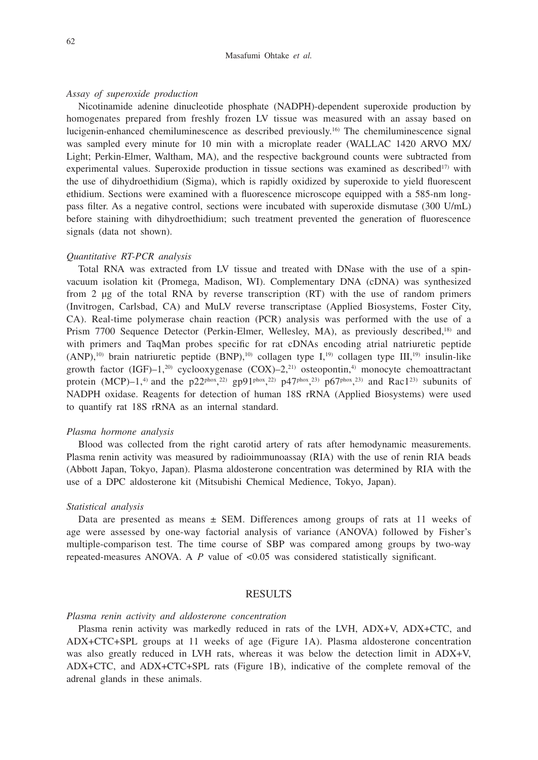*Assay of superoxide production*

Nicotinamide adenine dinucleotide phosphate (NADPH)-dependent superoxide production by homogenates prepared from freshly frozen LV tissue was measured with an assay based on lucigenin-enhanced chemiluminescence as described previously.[16] The chemiluminescence signal was sampled every minute for 10 min with a microplate reader (WALLAC 1420 ARVO MX/Light; Perkin-Elmer, Waltham, MA), and the respective background counts were subtracted from experimental values. Superoxide production in tissue sections was examined as described[17] with the use of dihydroethidium (Sigma), which is rapidly oxidized by superoxide to yield fluorescent ethidium. Sections were examined with a fluorescence microscope equipped with a 585-nm long-pass filter. As a negative control, sections were incubated with superoxide dismutase (300 U/mL) before staining with dihydroethidium; such treatment prevented the generation of fluorescence signals (data not shown).

*Quantitative RT-PCR analysis*

Total RNA was extracted from LV tissue and treated with DNase with the use of a spin-vacuum isolation kit (Promega, Madison, WI). Complementary DNA (cDNA) was synthesized from 2 μg of the total RNA by reverse transcription (RT) with the use of random primers (Invitrogen, Carlsbad, CA) and MuLV reverse transcriptase (Applied Biosystems, Foster City, CA). Real-time polymerase chain reaction (PCR) analysis was performed with the use of a Prism 7700 Sequence Detector (Perkin-Elmer, Wellesley, MA), as previously described,[18] and with primers and TaqMan probes specific for rat cDNAs encoding atrial natriuretic peptide (ANP),[10] brain natriuretic peptide (BNP),[10] collagen type I,[19] collagen type III,[19] insulin-like growth factor (IGF)–1,[20] cyclooxygenase (COX)–2,[21] osteopontin,[4] monocyte chemoattractant protein (MCP)–1,[4] and the $p22^{phox}$,[22] $gp91^{phox}$,[22] $p47^{phox}$,[23] $p67^{phox}$,[23] and Rac1[23] subunits of NADPH oxidase. Reagents for detection of human 18S rRNA (Applied Biosystems) were used to quantify rat 18S rRNA as an internal standard.

*Plasma hormone analysis*

Blood was collected from the right carotid artery of rats after hemodynamic measurements. Plasma renin activity was measured by radioimmunoassay (RIA) with the use of renin RIA beads (Abbott Japan, Tokyo, Japan). Plasma aldosterone concentration was determined by RIA with the use of a DPC aldosterone kit (Mitsubishi Chemical Medience, Tokyo, Japan).

*Statistical analysis*

Data are presented as means ± SEM. Differences among groups of rats at 11 weeks of age were assessed by one-way factorial analysis of variance (ANOVA) followed by Fisher's multiple-comparison test. The time course of SBP was compared among groups by two-way repeated-measures ANOVA. A $P$ value of $<0.05$ was considered statistically significant.

## RESULTS

*Plasma renin activity and aldosterone concentration*

Plasma renin activity was markedly reduced in rats of the LVH, ADX+V, ADX+CTC, and ADX+CTC+SPL groups at 11 weeks of age (Figure 1A). Plasma aldosterone concentration was also greatly reduced in LVH rats, whereas it was below the detection limit in ADX+V, ADX+CTC, and ADX+CTC+SPL rats (Figure 1B), indicative of the complete removal of the adrenal glands in these animals.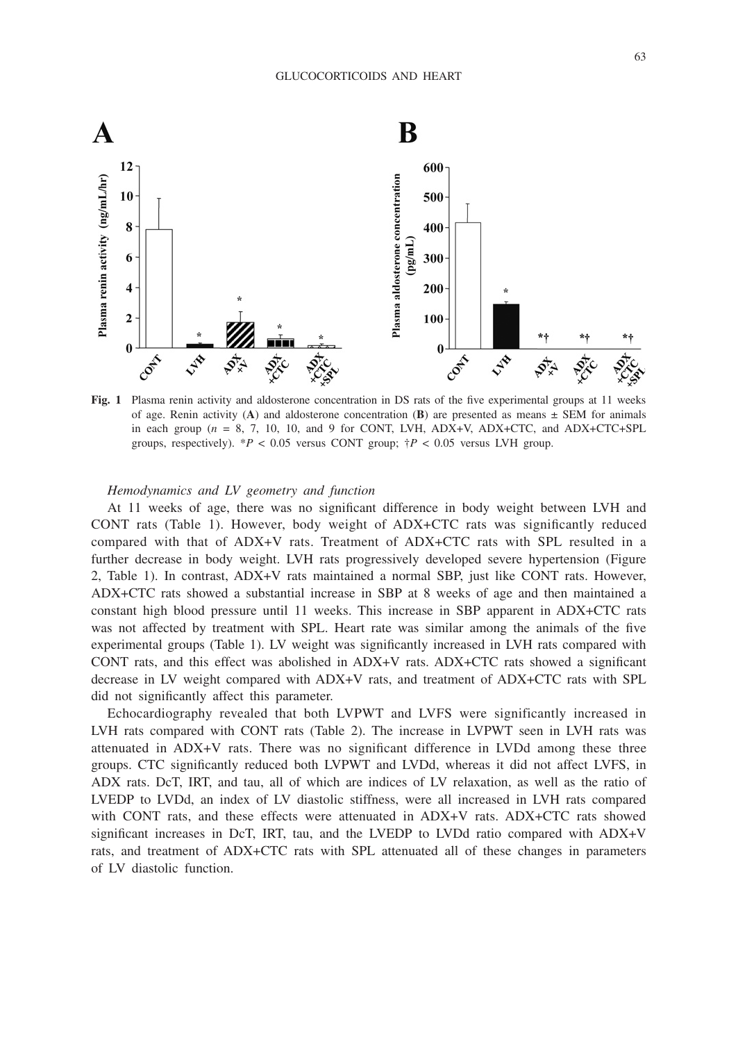Fig. 1 Plasma renin activity and aldosterone concentration in DS rats of the five experimental groups at 11 weeks of age. Renin activity (**A**) and aldosterone concentration (**B**) are presented as means ± SEM for animals in each group ($n$ = 8, 7, 10, 10, and 9 for CONT, LVH, ADX+V, ADX+CTC, and ADX+CTC+SPL groups, respectively). *$P < 0.05$ versus CONT group; †$P < 0.05$ versus LVH group.

*Hemodynamics and LV geometry and function*

At 11 weeks of age, there was no significant difference in body weight between LVH and CONT rats (Table 1). However, body weight of ADX+CTC rats was significantly reduced compared with that of ADX+V rats. Treatment of ADX+CTC rats with SPL resulted in a further decrease in body weight. LVH rats progressively developed severe hypertension (Figure 2, Table 1). In contrast, ADX+V rats maintained a normal SBP, just like CONT rats. However, ADX+CTC rats showed a substantial increase in SBP at 8 weeks of age and then maintained a constant high blood pressure until 11 weeks. This increase in SBP apparent in ADX+CTC rats was not affected by treatment with SPL. Heart rate was similar among the animals of the five experimental groups (Table 1). LV weight was significantly increased in LVH rats compared with CONT rats, and this effect was abolished in ADX+V rats. ADX+CTC rats showed a significant decrease in LV weight compared with ADX+V rats, and treatment of ADX+CTC rats with SPL did not significantly affect this parameter.

Echocardiography revealed that both LVPWT and LVFS were significantly increased in LVH rats compared with CONT rats (Table 2). The increase in LVPWT seen in LVH rats was attenuated in ADX+V rats. There was no significant difference in LVDd among these three groups. CTC significantly reduced both LVPWT and LVDd, whereas it did not affect LVFS, in ADX rats. DcT, IRT, and tau, all of which are indices of LV relaxation, as well as the ratio of LVEDP to LVDd, an index of LV diastolic stiffness, were all increased in LVH rats compared with CONT rats, and these effects were attenuated in ADX+V rats. ADX+CTC rats showed significant increases in DcT, IRT, tau, and the LVEDP to LVDd ratio compared with ADX+V rats, and treatment of ADX+CTC rats with SPL attenuated all of these changes in parameters of LV diastolic function.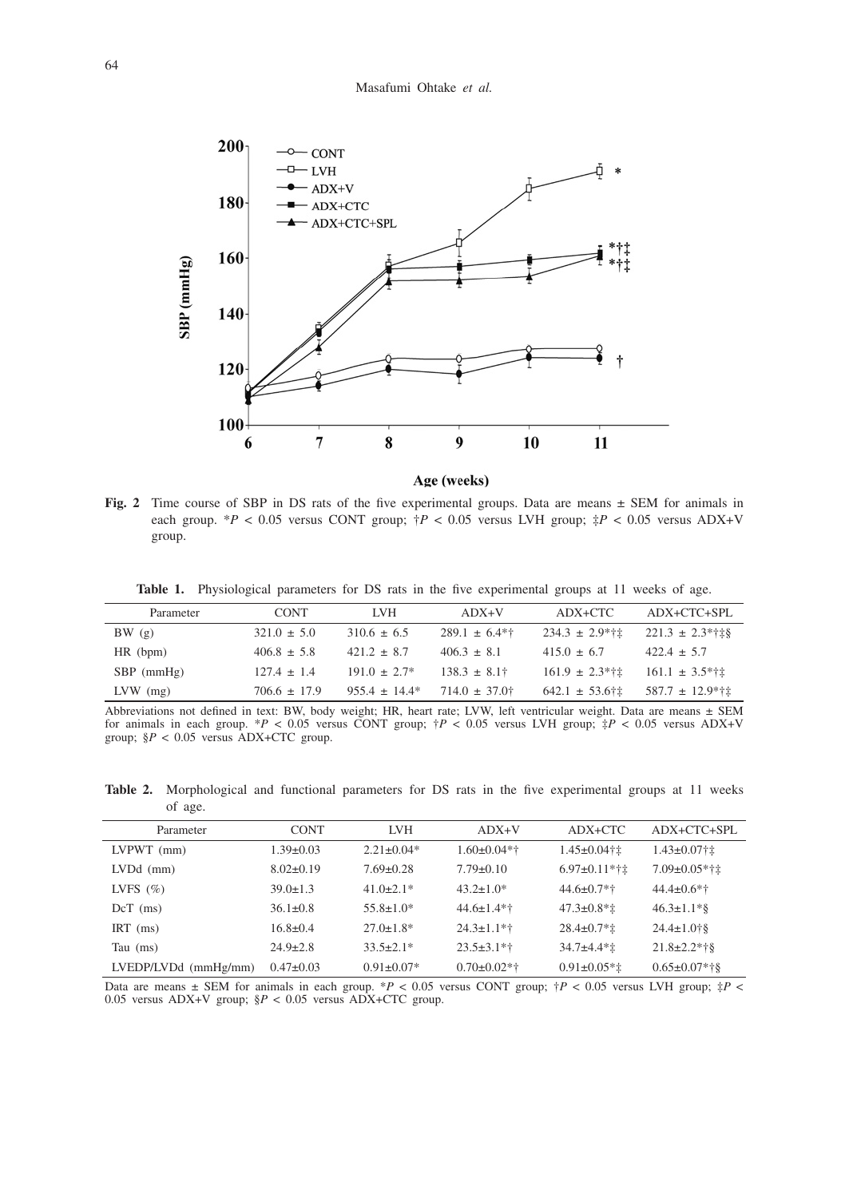**Fig. 2** Time course of SBP in DS rats of the five experimental groups. Data are means ± SEM for animals in each group. \*$P < 0.05$ versus CONT group; †$P < 0.05$ versus LVH group; ‡$P < 0.05$ versus ADX+V group.

**Table 1.** Physiological parameters for DS rats in the five experimental groups at 11 weeks of age.

| Parameter | CONT | LVH | ADX+V | ADX+CTC | ADX+CTC+SPL |
|---|---|---|---|---|---|
| BW (g) | 321.0 ± 5.0 | 310.6 ± 6.5 | 289.1 ± 6.4\*† | 234.3 ± 2.9\*†‡ | 221.3 ± 2.3\*†‡§ |
| HR (bpm) | 406.8 ± 5.8 | 421.2 ± 8.7 | 406.3 ± 8.1 | 415.0 ± 6.7 | 422.4 ± 5.7 |
| SBP (mmHg) | 127.4 ± 1.4 | 191.0 ± 2.7\* | 138.3 ± 8.1† | 161.9 ± 2.3\*†‡ | 161.1 ± 3.5\*†‡ |
| LVW (mg) | 706.6 ± 17.9 | 955.4 ± 14.4\* | 714.0 ± 37.0† | 642.1 ± 53.6†‡ | 587.7 ± 12.9\*†‡ |

Abbreviations not defined in text: BW, body weight; HR, heart rate; LVW, left ventricular weight. Data are means ± SEM for animals in each group. \*$P < 0.05$ versus CONT group; †$P < 0.05$ versus LVH group; ‡$P < 0.05$ versus ADX+V group; §$P < 0.05$ versus ADX+CTC group.

**Table 2.** Morphological and functional parameters for DS rats in the five experimental groups at 11 weeks of age.

| Parameter | CONT | LVH | ADX+V | ADX+CTC | ADX+CTC+SPL |
|---|---|---|---|---|---|
| LVPWT (mm) | 1.39±0.03 | 2.21±0.04\* | 1.60±0.04\*† | 1.45±0.04†‡ | 1.43±0.07†‡ |
| LVDd (mm) | 8.02±0.19 | 7.69±0.28 | 7.79±0.10 | 6.97±0.11\*†‡ | 7.09±0.05\*†‡ |
| LVFS (%) | 39.0±1.3 | 41.0±2.1\* | 43.2±1.0\* | 44.6±0.7\*† | 44.4±0.6\*† |
| DcT (ms) | 36.1±0.8 | 55.8±1.0\* | 44.6±1.4\*† | 47.3±0.8\*‡ | 46.3±1.1\*§ |
| IRT (ms) | 16.8±0.4 | 27.0±1.8\* | 24.3±1.1\*† | 28.4±0.7\*‡ | 24.4±1.0†§ |
| Tau (ms) | 24.9±2.8 | 33.5±2.1\* | 23.5±3.1\*† | 34.7±4.4\*‡ | 21.8±2.2\*†§ |
| LVEDP/LVDd (mmHg/mm) | 0.47±0.03 | 0.91±0.07\* | 0.70±0.02\*† | 0.91±0.05\*‡ | 0.65±0.07\*†§ |

Data are means ± SEM for animals in each group. \*$P < 0.05$ versus CONT group; †$P < 0.05$ versus LVH group; ‡$P < 0.05$ versus ADX+V group; §$P < 0.05$ versus ADX+CTC group.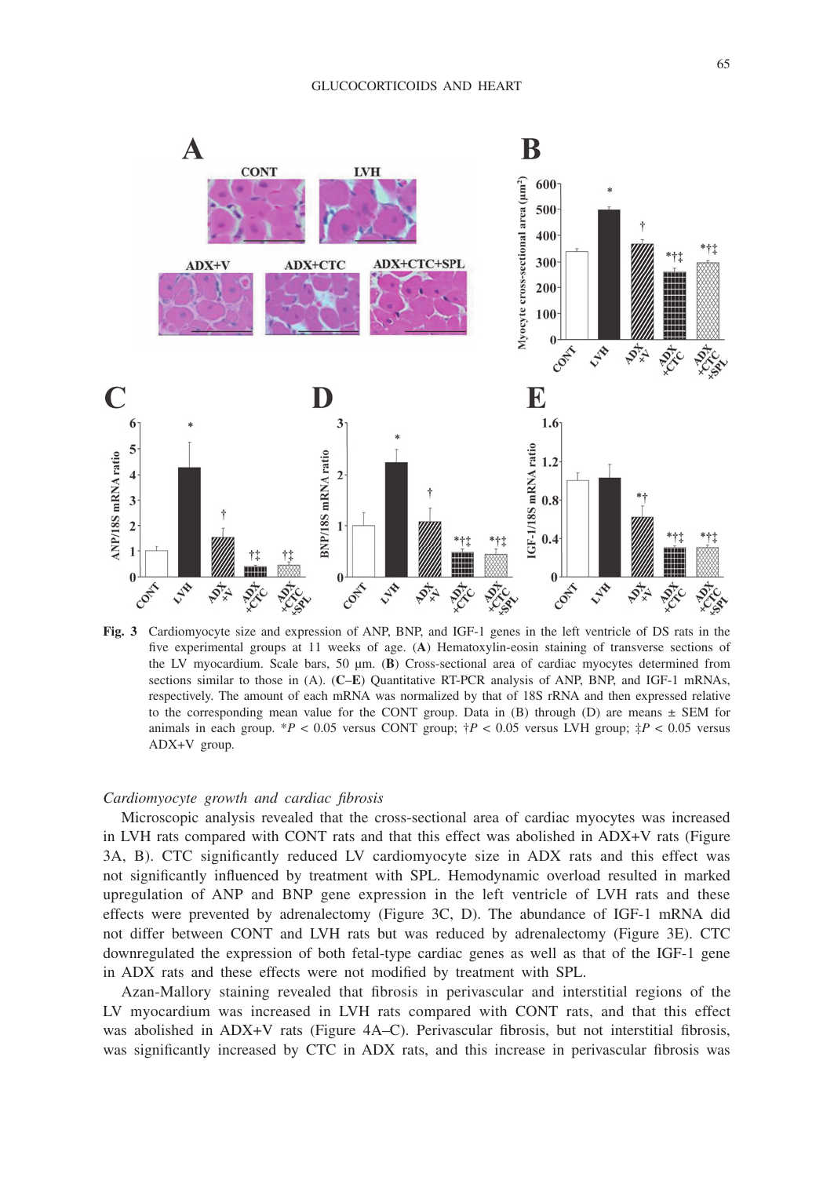**Fig. 3** Cardiomyocyte size and expression of ANP, BNP, and IGF-1 genes in the left ventricle of DS rats in the five experimental groups at 11 weeks of age. (**A**) Hematoxylin-eosin staining of transverse sections of the LV myocardium. Scale bars, 50 μm. (**B**) Cross-sectional area of cardiac myocytes determined from sections similar to those in (A). (**C–E**) Quantitative RT-PCR analysis of ANP, BNP, and IGF-1 mRNAs, respectively. The amount of each mRNA was normalized by that of 18S rRNA and then expressed relative to the corresponding mean value for the CONT group. Data in (B) through (D) are means ± SEM for animals in each group. *$P < 0.05$ versus CONT group; †$P < 0.05$ versus LVH group; ‡$P < 0.05$ versus ADX+V group.

*Cardiomyocyte growth and cardiac fibrosis*

Microscopic analysis revealed that the cross-sectional area of cardiac myocytes was increased in LVH rats compared with CONT rats and that this effect was abolished in ADX+V rats (Figure 3A, B). CTC significantly reduced LV cardiomyocyte size in ADX rats and this effect was not significantly influenced by treatment with SPL. Hemodynamic overload resulted in marked upregulation of ANP and BNP gene expression in the left ventricle of LVH rats and these effects were prevented by adrenalectomy (Figure 3C, D). The abundance of IGF-1 mRNA did not differ between CONT and LVH rats but was reduced by adrenalectomy (Figure 3E). CTC downregulated the expression of both fetal-type cardiac genes as well as that of the IGF-1 gene in ADX rats and these effects were not modified by treatment with SPL.

Azan-Mallory staining revealed that fibrosis in perivascular and interstitial regions of the LV myocardium was increased in LVH rats compared with CONT rats, and that this effect was abolished in ADX+V rats (Figure 4A–C). Perivascular fibrosis, but not interstitial fibrosis, was significantly increased by CTC in ADX rats, and this increase in perivascular fibrosis was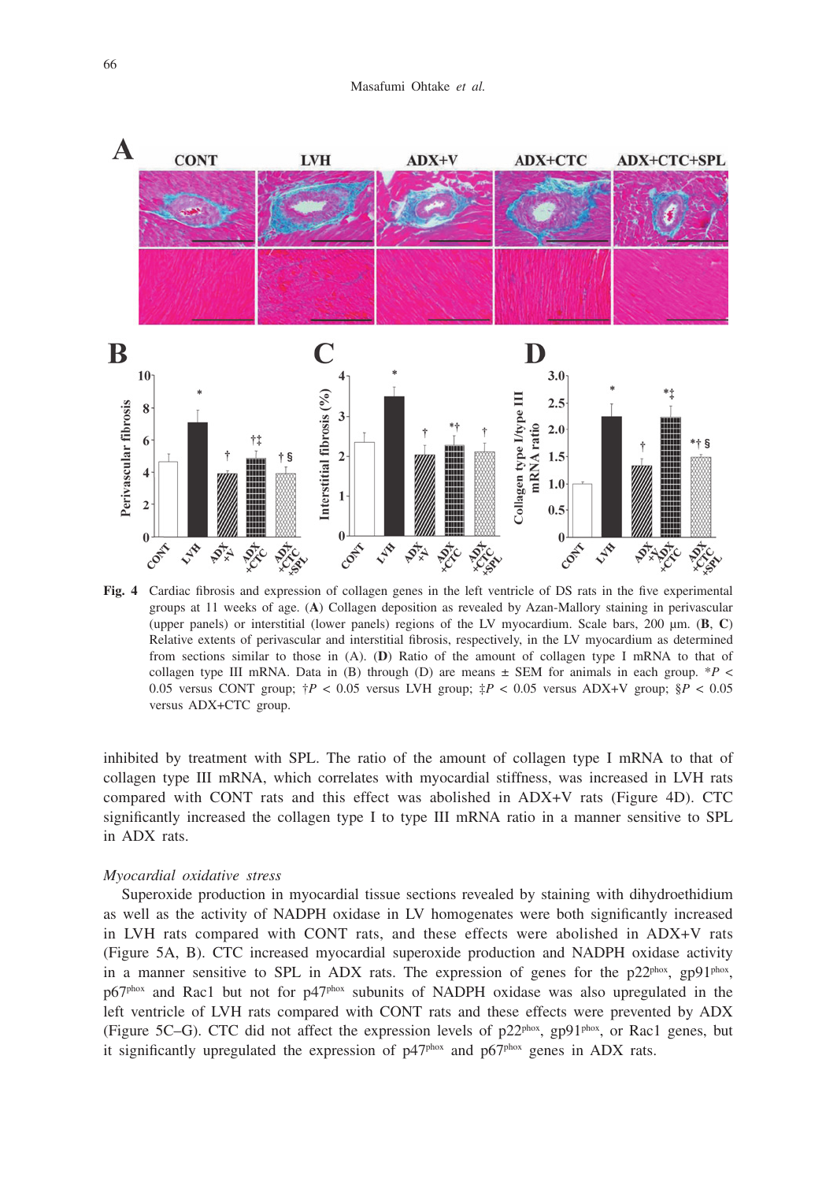**Fig. 4** Cardiac fibrosis and expression of collagen genes in the left ventricle of DS rats in the five experimental groups at 11 weeks of age. (**A**) Collagen deposition as revealed by Azan-Mallory staining in perivascular (upper panels) or interstitial (lower panels) regions of the LV myocardium. Scale bars, 200 μm. (**B**, **C**) Relative extents of perivascular and interstitial fibrosis, respectively, in the LV myocardium as determined from sections similar to those in (A). (**D**) Ratio of the amount of collagen type I mRNA to that of collagen type III mRNA. Data in (B) through (D) are means ± SEM for animals in each group. \**P* < 0.05 versus CONT group; †*P* < 0.05 versus LVH group; ‡*P* < 0.05 versus ADX+V group; §*P* < 0.05 versus ADX+CTC group.

inhibited by treatment with SPL. The ratio of the amount of collagen type I mRNA to that of collagen type III mRNA, which correlates with myocardial stiffness, was increased in LVH rats compared with CONT rats and this effect was abolished in ADX+V rats (Figure 4D). CTC significantly increased the collagen type I to type III mRNA ratio in a manner sensitive to SPL in ADX rats.

*Myocardial oxidative stress*

Superoxide production in myocardial tissue sections revealed by staining with dihydroethidium as well as the activity of NADPH oxidase in LV homogenates were both significantly increased in LVH rats compared with CONT rats, and these effects were abolished in ADX+V rats (Figure 5A, B). CTC increased myocardial superoxide production and NADPH oxidase activity in a manner sensitive to SPL in ADX rats. The expression of genes for the $p22^{phox}$, $gp91^{phox}$, $p67^{phox}$ and Rac1 but not for $p47^{phox}$ subunits of NADPH oxidase was also upregulated in the left ventricle of LVH rats compared with CONT rats and these effects were prevented by ADX (Figure 5C–G). CTC did not affect the expression levels of $p22^{phox}$, $gp91^{phox}$, or Rac1 genes, but it significantly upregulated the expression of $p47^{phox}$ and $p67^{phox}$ genes in ADX rats.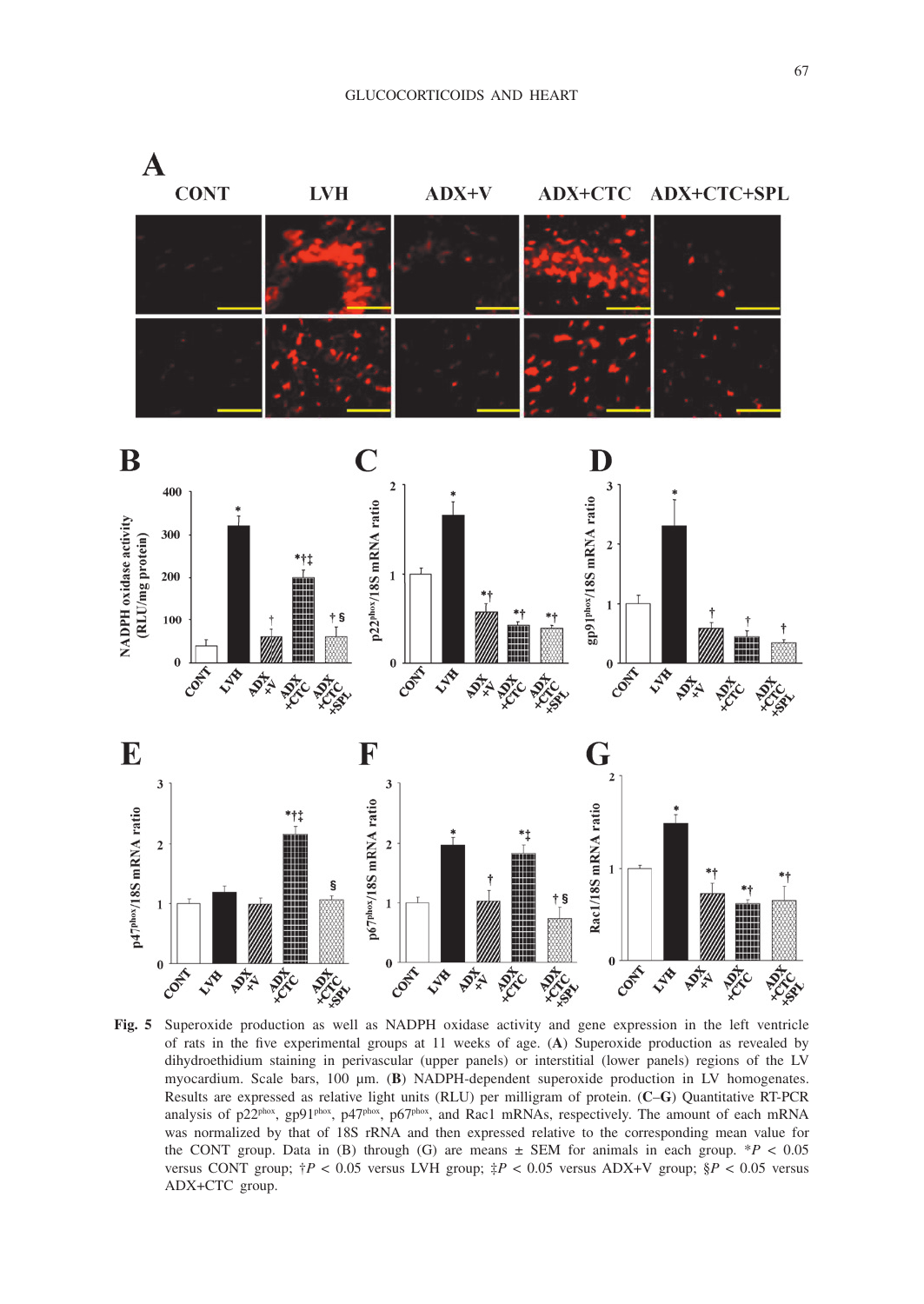**Fig. 5** Superoxide production as well as NADPH oxidase activity and gene expression in the left ventricle of rats in the five experimental groups at 11 weeks of age. (**A**) Superoxide production as revealed by dihydroethidium staining in perivascular (upper panels) or interstitial (lower panels) regions of the LV myocardium. Scale bars, 100 µm. (**B**) NADPH-dependent superoxide production in LV homogenates. Results are expressed as relative light units (RLU) per milligram of protein. (**C**–**G**) Quantitative RT-PCR analysis of p22$^{phox}$, gp91$^{phox}$, p47$^{phox}$, p67$^{phox}$, and Rac1 mRNAs, respectively. The amount of each mRNA was normalized by that of 18S rRNA and then expressed relative to the corresponding mean value for the CONT group. Data in (B) through (G) are means ± SEM for animals in each group. *$P < 0.05$ versus CONT group; †$P < 0.05$ versus LVH group; ‡$P < 0.05$ versus ADX+V group; §$P < 0.05$ versus ADX+CTC group.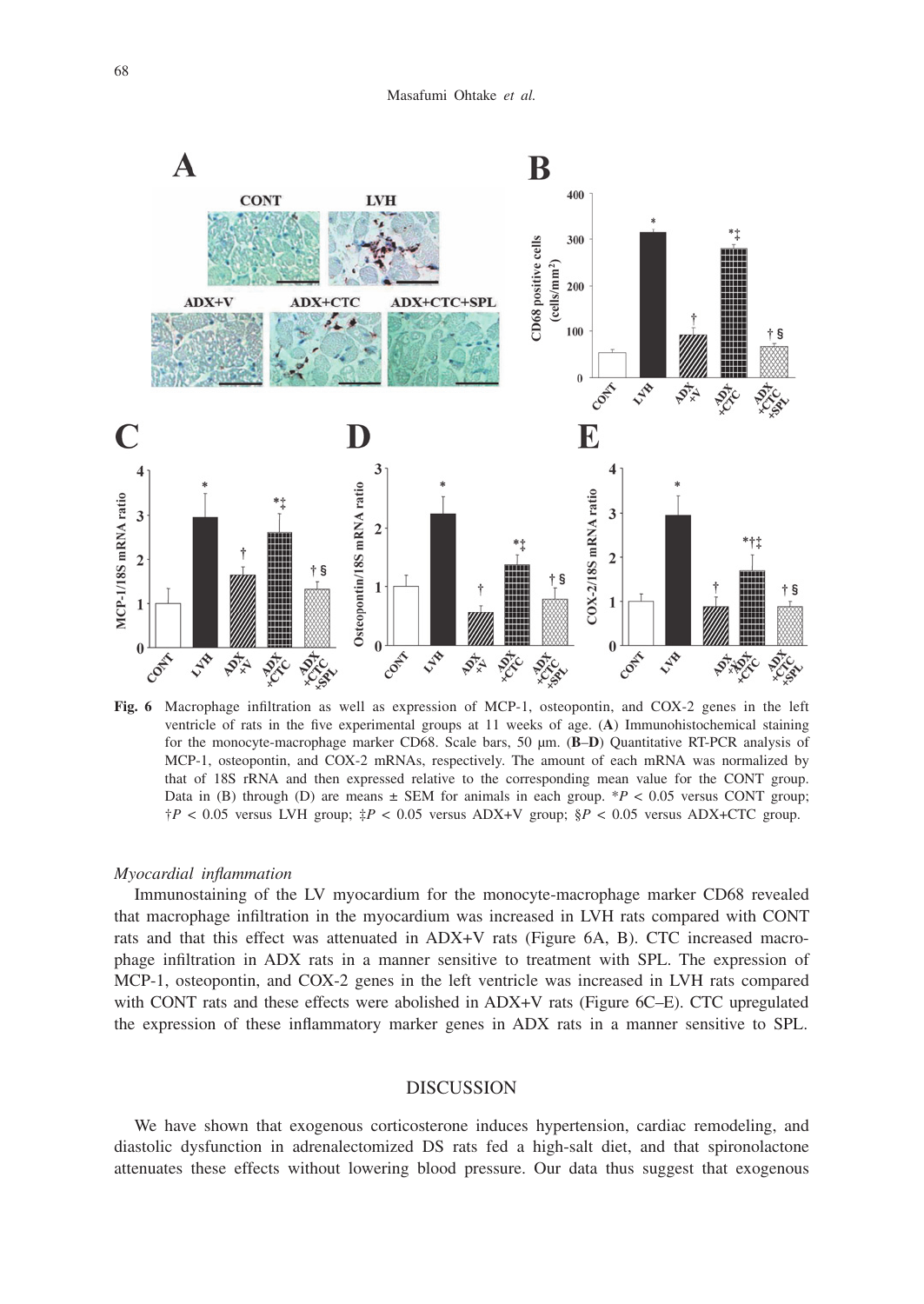**Fig. 6** Macrophage infiltration as well as expression of MCP-1, osteopontin, and COX-2 genes in the left ventricle of rats in the five experimental groups at 11 weeks of age. (**A**) Immunohistochemical staining for the monocyte-macrophage marker CD68. Scale bars, 50 µm. (**B–D**) Quantitative RT-PCR analysis of MCP-1, osteopontin, and COX-2 mRNAs, respectively. The amount of each mRNA was normalized by that of 18S rRNA and then expressed relative to the corresponding mean value for the CONT group. Data in (B) through (D) are means ± SEM for animals in each group. *$P < 0.05$ versus CONT group; †$P < 0.05$ versus LVH group; ‡$P < 0.05$ versus ADX+V group; §$P < 0.05$ versus ADX+CTC group.

*Myocardial inflammation*

Immunostaining of the LV myocardium for the monocyte-macrophage marker CD68 revealed that macrophage infiltration in the myocardium was increased in LVH rats compared with CONT rats and that this effect was attenuated in ADX+V rats (Figure 6A, B). CTC increased macrophage infiltration in ADX rats in a manner sensitive to treatment with SPL. The expression of MCP-1, osteopontin, and COX-2 genes in the left ventricle was increased in LVH rats compared with CONT rats and these effects were abolished in ADX+V rats (Figure 6C–E). CTC upregulated the expression of these inflammatory marker genes in ADX rats in a manner sensitive to SPL.

## DISCUSSION

We have shown that exogenous corticosterone induces hypertension, cardiac remodeling, and diastolic dysfunction in adrenalectomized DS rats fed a high-salt diet, and that spironolactone attenuates these effects without lowering blood pressure. Our data thus suggest that exogenous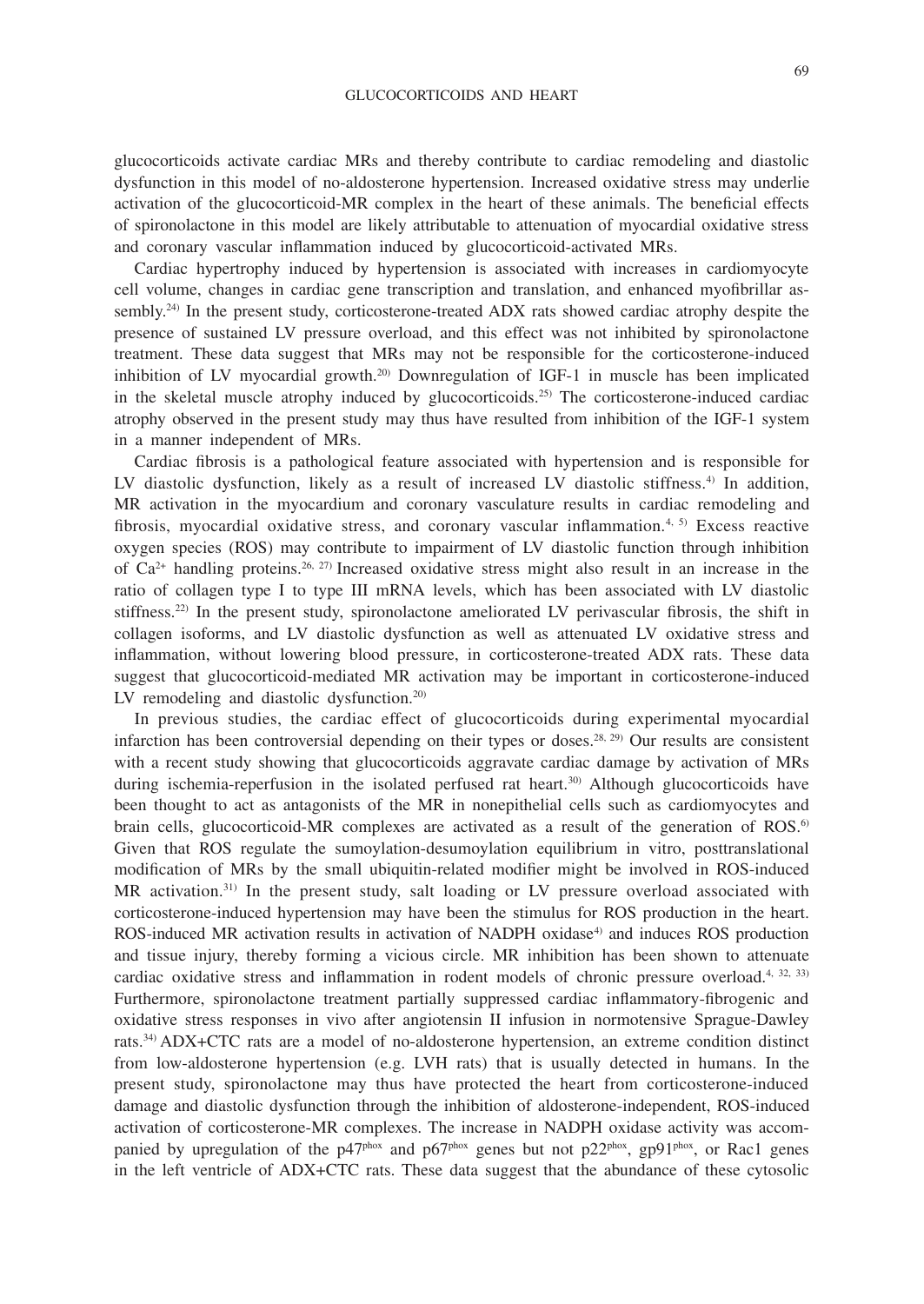glucocorticoids activate cardiac MRs and thereby contribute to cardiac remodeling and diastolic dysfunction in this model of no-aldosterone hypertension. Increased oxidative stress may underlie activation of the glucocorticoid-MR complex in the heart of these animals. The beneficial effects of spironolactone in this model are likely attributable to attenuation of myocardial oxidative stress and coronary vascular inflammation induced by glucocorticoid-activated MRs.

Cardiac hypertrophy induced by hypertension is associated with increases in cardiomyocyte cell volume, changes in cardiac gene transcription and translation, and enhanced myofibrillar assembly.[24] In the present study, corticosterone-treated ADX rats showed cardiac atrophy despite the presence of sustained LV pressure overload, and this effect was not inhibited by spironolactone treatment. These data suggest that MRs may not be responsible for the corticosterone-induced inhibition of LV myocardial growth.[20] Downregulation of IGF-1 in muscle has been implicated in the skeletal muscle atrophy induced by glucocorticoids.[25] The corticosterone-induced cardiac atrophy observed in the present study may thus have resulted from inhibition of the IGF-1 system in a manner independent of MRs.

Cardiac fibrosis is a pathological feature associated with hypertension and is responsible for LV diastolic dysfunction, likely as a result of increased LV diastolic stiffness.[4] In addition, MR activation in the myocardium and coronary vasculature results in cardiac remodeling and fibrosis, myocardial oxidative stress, and coronary vascular inflammation.[4, 5] Excess reactive oxygen species (ROS) may contribute to impairment of LV diastolic function through inhibition of $Ca^{2+}$ handling proteins.[26, 27] Increased oxidative stress might also result in an increase in the ratio of collagen type I to type III mRNA levels, which has been associated with LV diastolic stiffness.[22] In the present study, spironolactone ameliorated LV perivascular fibrosis, the shift in collagen isoforms, and LV diastolic dysfunction as well as attenuated LV oxidative stress and inflammation, without lowering blood pressure, in corticosterone-treated ADX rats. These data suggest that glucocorticoid-mediated MR activation may be important in corticosterone-induced LV remodeling and diastolic dysfunction.[20]

In previous studies, the cardiac effect of glucocorticoids during experimental myocardial infarction has been controversial depending on their types or doses.[28, 29] Our results are consistent with a recent study showing that glucocorticoids aggravate cardiac damage by activation of MRs during ischemia-reperfusion in the isolated perfused rat heart.[30] Although glucocorticoids have been thought to act as antagonists of the MR in nonepithelial cells such as cardiomyocytes and brain cells, glucocorticoid-MR complexes are activated as a result of the generation of ROS.[6] Given that ROS regulate the sumoylation-desumoylation equilibrium in vitro, posttranslational modification of MRs by the small ubiquitin-related modifier might be involved in ROS-induced MR activation.[31] In the present study, salt loading or LV pressure overload associated with corticosterone-induced hypertension may have been the stimulus for ROS production in the heart. ROS-induced MR activation results in activation of NADPH oxidase[4] and induces ROS production and tissue injury, thereby forming a vicious circle. MR inhibition has been shown to attenuate cardiac oxidative stress and inflammation in rodent models of chronic pressure overload.[4, 32, 33] Furthermore, spironolactone treatment partially suppressed cardiac inflammatory-fibrogenic and oxidative stress responses in vivo after angiotensin II infusion in normotensive Sprague-Dawley rats.[34] ADX+CTC rats are a model of no-aldosterone hypertension, an extreme condition distinct from low-aldosterone hypertension (e.g. LVH rats) that is usually detected in humans. In the present study, spironolactone may thus have protected the heart from corticosterone-induced damage and diastolic dysfunction through the inhibition of aldosterone-independent, ROS-induced activation of corticosterone-MR complexes. The increase in NADPH oxidase activity was accompanied by upregulation of the $p47^{phox}$ and $p67^{phox}$ genes but not $p22^{phox}$, $gp91^{phox}$, or Rac1 genes in the left ventricle of ADX+CTC rats. These data suggest that the abundance of these cytosolic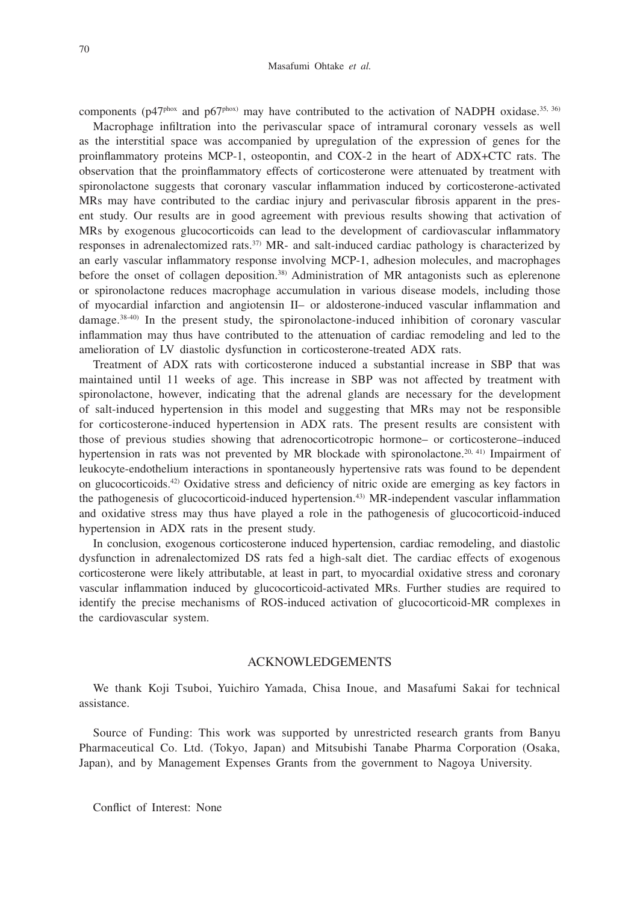components ($p47^{phox}$ and $p67^{phox}$) may have contributed to the activation of NADPH oxidase.[35, 36)]

Macrophage infiltration into the perivascular space of intramural coronary vessels as well as the interstitial space was accompanied by upregulation of the expression of genes for the proinflammatory proteins MCP-1, osteopontin, and COX-2 in the heart of ADX+CTC rats. The observation that the proinflammatory effects of corticosterone were attenuated by treatment with spironolactone suggests that coronary vascular inflammation induced by corticosterone-activated MRs may have contributed to the cardiac injury and perivascular fibrosis apparent in the present study. Our results are in good agreement with previous results showing that activation of MRs by exogenous glucocorticoids can lead to the development of cardiovascular inflammatory responses in adrenalectomized rats.[37)] MR- and salt-induced cardiac pathology is characterized by an early vascular inflammatory response involving MCP-1, adhesion molecules, and macrophages before the onset of collagen deposition.[38)] Administration of MR antagonists such as eplerenone or spironolactone reduces macrophage accumulation in various disease models, including those of myocardial infarction and angiotensin II– or aldosterone-induced vascular inflammation and damage.[38-40)] In the present study, the spironolactone-induced inhibition of coronary vascular inflammation may thus have contributed to the attenuation of cardiac remodeling and led to the amelioration of LV diastolic dysfunction in corticosterone-treated ADX rats.

Treatment of ADX rats with corticosterone induced a substantial increase in SBP that was maintained until 11 weeks of age. This increase in SBP was not affected by treatment with spironolactone, however, indicating that the adrenal glands are necessary for the development of salt-induced hypertension in this model and suggesting that MRs may not be responsible for corticosterone-induced hypertension in ADX rats. The present results are consistent with those of previous studies showing that adrenocorticotropic hormone– or corticosterone–induced hypertension in rats was not prevented by MR blockade with spironolactone.[20, 41)] Impairment of leukocyte-endothelium interactions in spontaneously hypertensive rats was found to be dependent on glucocorticoids.[42)] Oxidative stress and deficiency of nitric oxide are emerging as key factors in the pathogenesis of glucocorticoid-induced hypertension.[43)] MR-independent vascular inflammation and oxidative stress may thus have played a role in the pathogenesis of glucocorticoid-induced hypertension in ADX rats in the present study.

In conclusion, exogenous corticosterone induced hypertension, cardiac remodeling, and diastolic dysfunction in adrenalectomized DS rats fed a high-salt diet. The cardiac effects of exogenous corticosterone were likely attributable, at least in part, to myocardial oxidative stress and coronary vascular inflammation induced by glucocorticoid-activated MRs. Further studies are required to identify the precise mechanisms of ROS-induced activation of glucocorticoid-MR complexes in the cardiovascular system.

## ACKNOWLEDGEMENTS

We thank Koji Tsuboi, Yuichiro Yamada, Chisa Inoue, and Masafumi Sakai for technical assistance.

Source of Funding: This work was supported by unrestricted research grants from Banyu Pharmaceutical Co. Ltd. (Tokyo, Japan) and Mitsubishi Tanabe Pharma Corporation (Osaka, Japan), and by Management Expenses Grants from the government to Nagoya University.

Conflict of Interest: None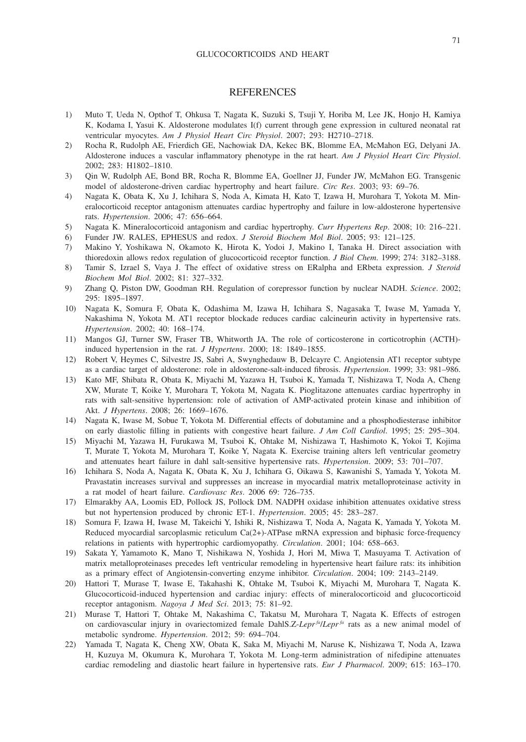## REFERENCES

1) Muto T, Ueda N, Opthof T, Ohkusa T, Nagata K, Suzuki S, Tsuji Y, Horiba M, Lee JK, Honjo H, Kamiya K, Kodama I, Yasui K. Aldosterone modulates I(f) current through gene expression in cultured neonatal rat ventricular myocytes. *Am J Physiol Heart Circ Physiol*. 2007; 293: H2710–2718.
2) Rocha R, Rudolph AE, Frierdich GE, Nachowiak DA, Kekec BK, Blomme EA, McMahon EG, Delyani JA. Aldosterone induces a vascular inflammatory phenotype in the rat heart. *Am J Physiol Heart Circ Physiol*. 2002; 283: H1802–1810.
3) Qin W, Rudolph AE, Bond BR, Rocha R, Blomme EA, Goellner JJ, Funder JW, McMahon EG. Transgenic model of aldosterone-driven cardiac hypertrophy and heart failure. *Circ Res*. 2003; 93: 69–76.
4) Nagata K, Obata K, Xu J, Ichihara S, Noda A, Kimata H, Kato T, Izawa H, Murohara T, Yokota M. Mineralocorticoid receptor antagonism attenuates cardiac hypertrophy and failure in low-aldosterone hypertensive rats. *Hypertension*. 2006; 47: 656–664.
5) Nagata K. Mineralocorticoid antagonism and cardiac hypertrophy. *Curr Hypertens Rep*. 2008; 10: 216–221.
6) Funder JW. RALES, EPHESUS and redox. *J Steroid Biochem Mol Biol*. 2005; 93: 121–125.
7) Makino Y, Yoshikawa N, Okamoto K, Hirota K, Yodoi J, Makino I, Tanaka H. Direct association with thioredoxin allows redox regulation of glucocorticoid receptor function. *J Biol Chem*. 1999; 274: 3182–3188.
8) Tamir S, Izrael S, Vaya J. The effect of oxidative stress on ERalpha and ERbeta expression. *J Steroid Biochem Mol Biol*. 2002; 81: 327–332.
9) Zhang Q, Piston DW, Goodman RH. Regulation of corepressor function by nuclear NADH. *Science*. 2002; 295: 1895–1897.
10) Nagata K, Somura F, Obata K, Odashima M, Izawa H, Ichihara S, Nagasaka T, Iwase M, Yamada Y, Nakashima N, Yokota M. AT1 receptor blockade reduces cardiac calcineurin activity in hypertensive rats. *Hypertension*. 2002; 40: 168–174.
11) Mangos GJ, Turner SW, Fraser TB, Whitworth JA. The role of corticosterone in corticotrophin (ACTH)-induced hypertension in the rat. *J Hypertens*. 2000; 18: 1849–1855.
12) Robert V, Heymes C, Silvestre JS, Sabri A, Swynghedauw B, Delcayre C. Angiotensin AT1 receptor subtype as a cardiac target of aldosterone: role in aldosterone-salt-induced fibrosis. *Hypertension*. 1999; 33: 981–986.
13) Kato MF, Shibata R, Obata K, Miyachi M, Yazawa H, Tsuboi K, Yamada T, Nishizawa T, Noda A, Cheng XW, Murate T, Koike Y, Murohara T, Yokota M, Nagata K. Pioglitazone attenuates cardiac hypertrophy in rats with salt-sensitive hypertension: role of activation of AMP-activated protein kinase and inhibition of Akt. *J Hypertens*. 2008; 26: 1669–1676.
14) Nagata K, Iwase M, Sobue T, Yokota M. Differential effects of dobutamine and a phosphodiesterase inhibitor on early diastolic filling in patients with congestive heart failure. *J Am Coll Cardiol*. 1995; 25: 295–304.
15) Miyachi M, Yazawa H, Furukawa M, Tsuboi K, Ohtake M, Nishizawa T, Hashimoto K, Yokoi T, Kojima T, Murate T, Yokota M, Murohara T, Koike Y, Nagata K. Exercise training alters left ventricular geometry and attenuates heart failure in dahl salt-sensitive hypertensive rats. *Hypertension*. 2009; 53: 701–707.
16) Ichihara S, Noda A, Nagata K, Obata K, Xu J, Ichihara G, Oikawa S, Kawanishi S, Yamada Y, Yokota M. Pravastatin increases survival and suppresses an increase in myocardial matrix metalloproteinase activity in a rat model of heart failure. *Cardiovasc Res*. 2006 69: 726–735.
17) Elmarakby AA, Loomis ED, Pollock JS, Pollock DM. NADPH oxidase inhibition attenuates oxidative stress but not hypertension produced by chronic ET-1. *Hypertension*. 2005; 45: 283–287.
18) Somura F, Izawa H, Iwase M, Takeichi Y, Ishiki R, Nishizawa T, Noda A, Nagata K, Yamada Y, Yokota M. Reduced myocardial sarcoplasmic reticulum Ca(2+)-ATPase mRNA expression and biphasic force-frequency relations in patients with hypertrophic cardiomyopathy. *Circulation*. 2001; 104: 658–663.
19) Sakata Y, Yamamoto K, Mano T, Nishikawa N, Yoshida J, Hori M, Miwa T, Masuyama T. Activation of matrix metalloproteinases precedes left ventricular remodeling in hypertensive heart failure rats: its inhibition as a primary effect of Angiotensin-converting enzyme inhibitor. *Circulation*. 2004; 109: 2143–2149.
20) Hattori T, Murase T, Iwase E, Takahashi K, Ohtake M, Tsuboi K, Miyachi M, Murohara T, Nagata K. Glucocorticoid-induced hypertension and cardiac injury: effects of mineralocorticoid and glucocorticoid receptor antagonism. *Nagoya J Med Sci*. 2013; 75: 81–92.
21) Murase T, Hattori T, Ohtake M, Nakashima C, Takatsu M, Murohara T, Nagata K. Effects of estrogen on cardiovascular injury in ovariectomized female DahlS.Z-*Lepr*$^{fa}$/*Lepr*$^{fa}$ rats as a new animal model of metabolic syndrome. *Hypertension*. 2012; 59: 694–704.
22) Yamada T, Nagata K, Cheng XW, Obata K, Saka M, Miyachi M, Naruse K, Nishizawa T, Noda A, Izawa H, Kuzuya M, Okumura K, Murohara T, Yokota M. Long-term administration of nifedipine attenuates cardiac remodeling and diastolic heart failure in hypertensive rats. *Eur J Pharmacol*. 2009; 615: 163–170.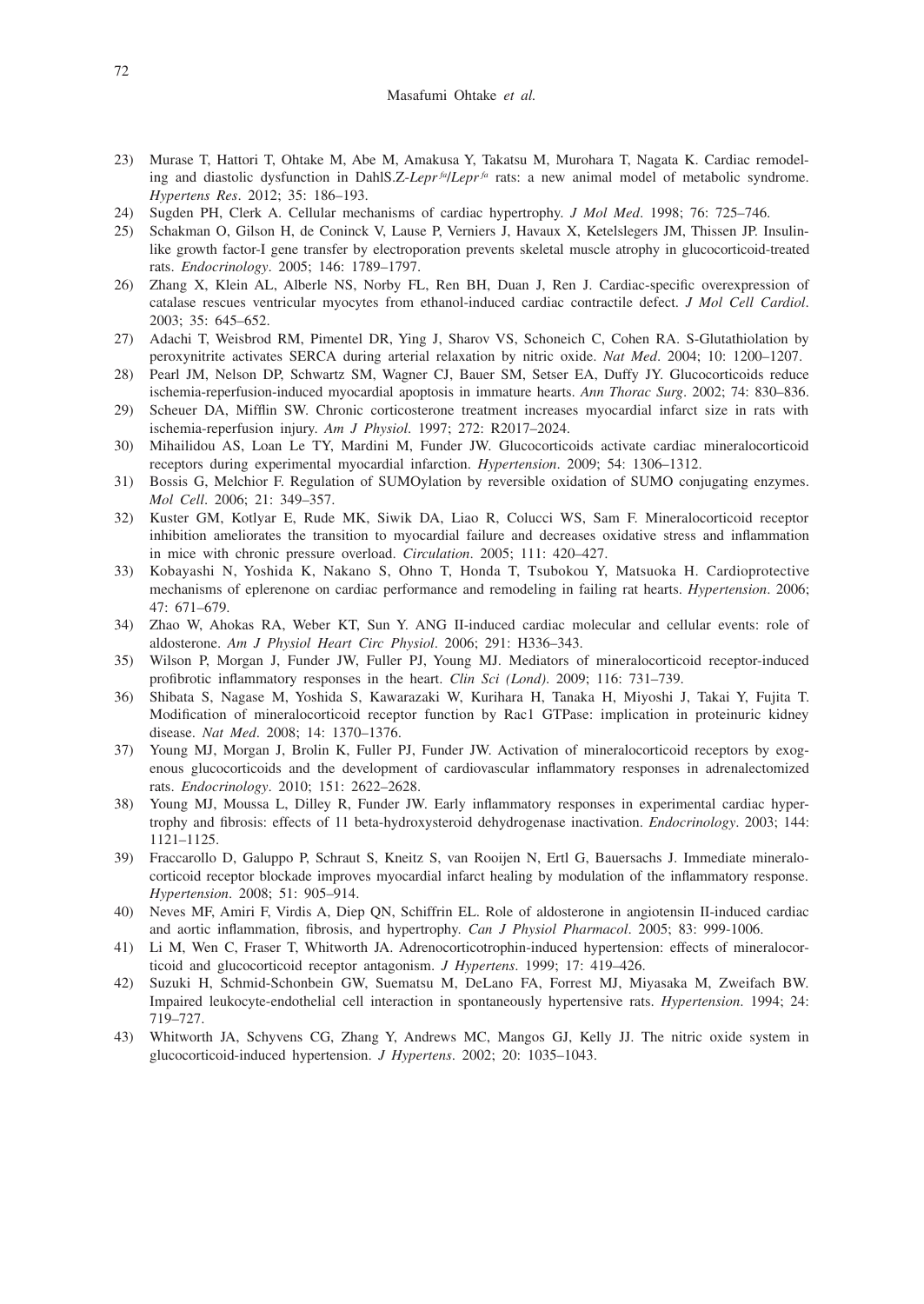23) Murase T, Hattori T, Ohtake M, Abe M, Amakusa Y, Takatsu M, Murohara T, Nagata K. Cardiac remodeling and diastolic dysfunction in DahlS.Z-*Lepr*$^{fa}$/*Lepr*$^{fa}$ rats: a new animal model of metabolic syndrome. *Hypertens Res*. 2012; 35: 186–193.
24) Sugden PH, Clerk A. Cellular mechanisms of cardiac hypertrophy. *J Mol Med*. 1998; 76: 725–746.
25) Schakman O, Gilson H, de Coninck V, Lause P, Verniers J, Havaux X, Ketelslegers JM, Thissen JP. Insulin-like growth factor-I gene transfer by electroporation prevents skeletal muscle atrophy in glucocorticoid-treated rats. *Endocrinology*. 2005; 146: 1789–1797.
26) Zhang X, Klein AL, Alberle NS, Norby FL, Ren BH, Duan J, Ren J. Cardiac-specific overexpression of catalase rescues ventricular myocytes from ethanol-induced cardiac contractile defect. *J Mol Cell Cardiol*. 2003; 35: 645–652.
27) Adachi T, Weisbrod RM, Pimentel DR, Ying J, Sharov VS, Schoneich C, Cohen RA. S-Glutathiolation by peroxynitrite activates SERCA during arterial relaxation by nitric oxide. *Nat Med*. 2004; 10: 1200–1207.
28) Pearl JM, Nelson DP, Schwartz SM, Wagner CJ, Bauer SM, Setser EA, Duffy JY. Glucocorticoids reduce ischemia-reperfusion-induced myocardial apoptosis in immature hearts. *Ann Thorac Surg*. 2002; 74: 830–836.
29) Scheuer DA, Mifflin SW. Chronic corticosterone treatment increases myocardial infarct size in rats with ischemia-reperfusion injury. *Am J Physiol*. 1997; 272: R2017–2024.
30) Mihailidou AS, Loan Le TY, Mardini M, Funder JW. Glucocorticoids activate cardiac mineralocorticoid receptors during experimental myocardial infarction. *Hypertension*. 2009; 54: 1306–1312.
31) Bossis G, Melchior F. Regulation of SUMOylation by reversible oxidation of SUMO conjugating enzymes. *Mol Cell*. 2006; 21: 349–357.
32) Kuster GM, Kotlyar E, Rude MK, Siwik DA, Liao R, Colucci WS, Sam F. Mineralocorticoid receptor inhibition ameliorates the transition to myocardial failure and decreases oxidative stress and inflammation in mice with chronic pressure overload. *Circulation*. 2005; 111: 420–427.
33) Kobayashi N, Yoshida K, Nakano S, Ohno T, Honda T, Tsubokou Y, Matsuoka H. Cardioprotective mechanisms of eplerenone on cardiac performance and remodeling in failing rat hearts. *Hypertension*. 2006; 47: 671–679.
34) Zhao W, Ahokas RA, Weber KT, Sun Y. ANG II-induced cardiac molecular and cellular events: role of aldosterone. *Am J Physiol Heart Circ Physiol*. 2006; 291: H336–343.
35) Wilson P, Morgan J, Funder JW, Fuller PJ, Young MJ. Mediators of mineralocorticoid receptor-induced profibrotic inflammatory responses in the heart. *Clin Sci (Lond)*. 2009; 116: 731–739.
36) Shibata S, Nagase M, Yoshida S, Kawarazaki W, Kurihara H, Tanaka H, Miyoshi J, Takai Y, Fujita T. Modification of mineralocorticoid receptor function by Rac1 GTPase: implication in proteinuric kidney disease. *Nat Med*. 2008; 14: 1370–1376.
37) Young MJ, Morgan J, Brolin K, Fuller PJ, Funder JW. Activation of mineralocorticoid receptors by exogenous glucocorticoids and the development of cardiovascular inflammatory responses in adrenalectomized rats. *Endocrinology*. 2010; 151: 2622–2628.
38) Young MJ, Moussa L, Dilley R, Funder JW. Early inflammatory responses in experimental cardiac hypertrophy and fibrosis: effects of 11 beta-hydroxysteroid dehydrogenase inactivation. *Endocrinology*. 2003; 144: 1121–1125.
39) Fraccarollo D, Galuppo P, Schraut S, Kneitz S, van Rooijen N, Ertl G, Bauersachs J. Immediate mineralocorticoid receptor blockade improves myocardial infarct healing by modulation of the inflammatory response. *Hypertension*. 2008; 51: 905–914.
40) Neves MF, Amiri F, Virdis A, Diep QN, Schiffrin EL. Role of aldosterone in angiotensin II-induced cardiac and aortic inflammation, fibrosis, and hypertrophy. *Can J Physiol Pharmacol*. 2005; 83: 999-1006.
41) Li M, Wen C, Fraser T, Whitworth JA. Adrenocorticotrophin-induced hypertension: effects of mineralocorticoid and glucocorticoid receptor antagonism. *J Hypertens*. 1999; 17: 419–426.
42) Suzuki H, Schmid-Schonbein GW, Suematsu M, DeLano FA, Forrest MJ, Miyasaka M, Zweifach BW. Impaired leukocyte-endothelial cell interaction in spontaneously hypertensive rats. *Hypertension*. 1994; 24: 719–727.
43) Whitworth JA, Schyvens CG, Zhang Y, Andrews MC, Mangos GJ, Kelly JJ. The nitric oxide system in glucocorticoid-induced hypertension. *J Hypertens*. 2002; 20: 1035–1043.